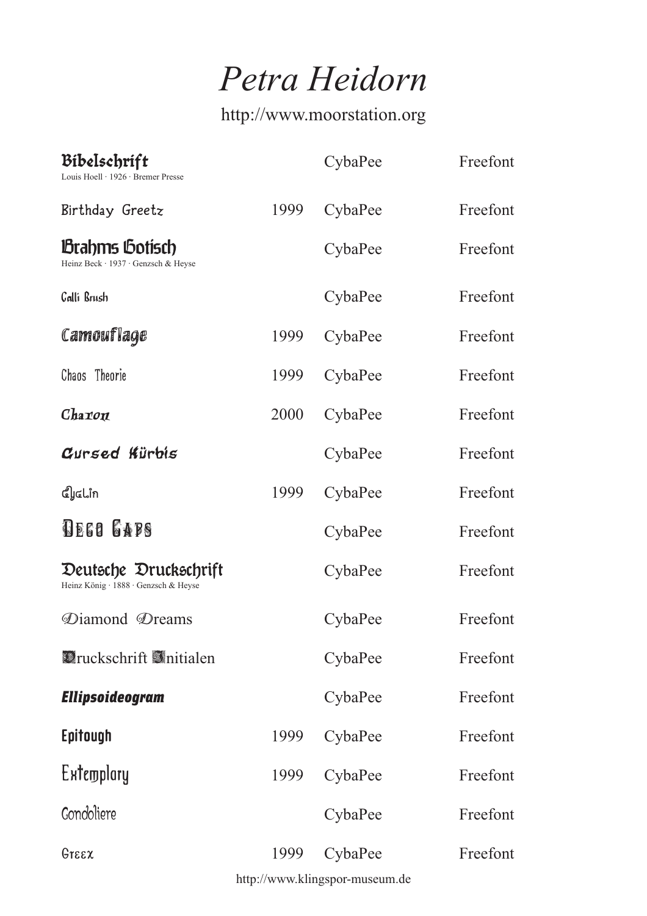# *Petra Heidorn*

http://www.moorstation.org

| Font | Year | Designer | License |
|---|---|---|---|
| Bibelschrift<br>Louis Hoell · 1926 · Bremer Presse | | CybaPee | Freefont |
| Birthday Greetz | 1999 | CybaPee | Freefont |
| Brahms Gotisch<br>Heinz Beck · 1937 · Genzsch & Heyse | | CybaPee | Freefont |
| Calli Brush | | CybaPee | Freefont |
| Camouflage | 1999 | CybaPee | Freefont |
| Chaos Theorie | 1999 | CybaPee | Freefont |
| Charon | 2000 | CybaPee | Freefont |
| Cursed Kürbis | | CybaPee | Freefont |
| Cyclin | 1999 | CybaPee | Freefont |
| Deco Caps | | CybaPee | Freefont |
| Deutsche Druckschrift<br>Heinz König · 1888 · Genzsch & Heyse | | CybaPee | Freefont |
| Diamond Dreams | | CybaPee | Freefont |
| Druckschrift Initialen | | CybaPee | Freefont |
| Ellipsoideogram | | CybaPee | Freefont |
| Epitough | 1999 | CybaPee | Freefont |
| Extemplary | 1999 | CybaPee | Freefont |
| Gondoliere | | CybaPee | Freefont |
| Greex | 1999 | CybaPee | Freefont |

http://www.klingspor-museum.de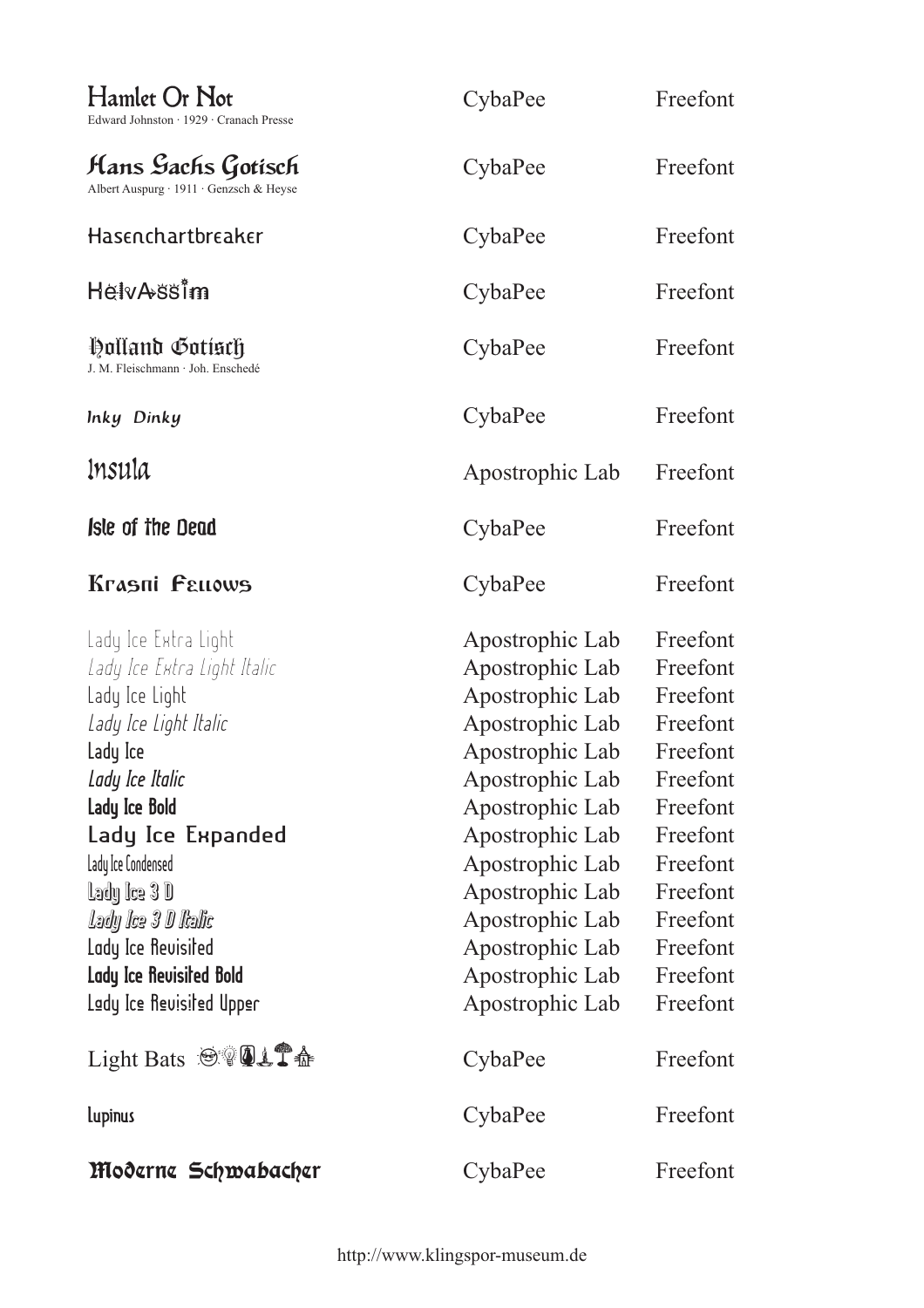| | | |
|---|---|---|
| Hamlet Or Not<br>Edward Johnston · 1929 · Cranach Presse | CybaPee | Freefont |
| Hans Sachs Gotisch<br>Albert Auspurg · 1911 · Genzsch & Heyse | CybaPee | Freefont |
| Hasenchartbreaker | CybaPee | Freefont |
| HelvAssim | CybaPee | Freefont |
| Holland Gotisch<br>J. M. Fleischmann · Joh. Enschedé | CybaPee | Freefont |
| Inky Dinky | CybaPee | Freefont |
| Insula | Apostrophic Lab | Freefont |
| Isle of the Dead | CybaPee | Freefont |
| Krasni Fellows | CybaPee | Freefont |
| Lady Ice Extra Light | Apostrophic Lab | Freefont |
| *Lady Ice Extra Light Italic* | Apostrophic Lab | Freefont |
| Lady Ice Light | Apostrophic Lab | Freefont |
| *Lady Ice Light Italic* | Apostrophic Lab | Freefont |
| Lady Ice | Apostrophic Lab | Freefont |
| *Lady Ice Italic* | Apostrophic Lab | Freefont |
| **Lady Ice Bold** | Apostrophic Lab | Freefont |
| Lady Ice Expanded | Apostrophic Lab | Freefont |
| Lady Ice Condensed | Apostrophic Lab | Freefont |
| Lady Ice 3 D | Apostrophic Lab | Freefont |
| *Lady Ice 3 D Italic* | Apostrophic Lab | Freefont |
| Lady Ice Revisited | Apostrophic Lab | Freefont |
| **Lady Ice Revisited Bold** | Apostrophic Lab | Freefont |
| Lady Ice Revisited Upper | Apostrophic Lab | Freefont |
| Light Bats | CybaPee | Freefont |
| Lupinus | CybaPee | Freefont |
| Moderne Schwabacher | CybaPee | Freefont |

http://www.klingspor-museum.de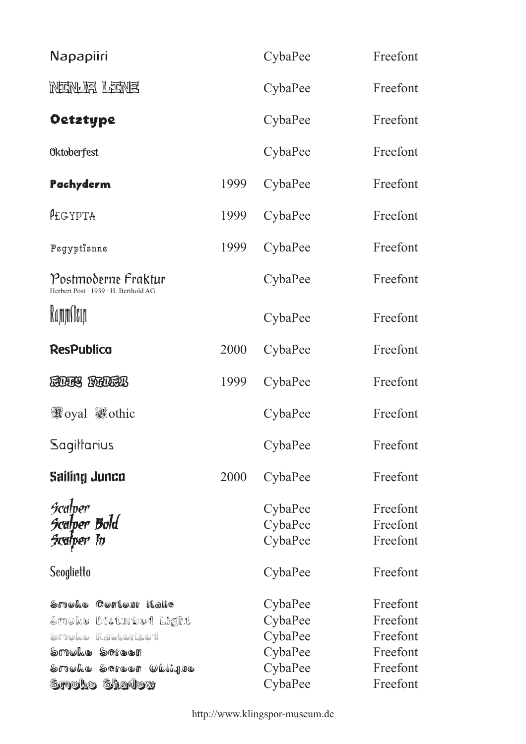| Font | Year | Designer | License |
|---|---|---|---|
| Napapiiri | | CybaPee | Freefont |
| NINJA LINE | | CybaPee | Freefont |
| Oetztype | | CybaPee | Freefont |
| Oktoberfest | | CybaPee | Freefont |
| Pachyderm | 1999 | CybaPee | Freefont |
| PEGYPTA | 1999 | CybaPee | Freefont |
| Pegyptienne | 1999 | CybaPee | Freefont |
| Postmoderne Fraktur<br>Herbert Post · 1939 · H. Berthold AG | | CybaPee | Freefont |
| Rammstein | | CybaPee | Freefont |
| ResPublica | 2000 | CybaPee | Freefont |
| ROTS FLORA | 1999 | CybaPee | Freefont |
| Royal Gothic | | CybaPee | Freefont |
| Sagittarius | | CybaPee | Freefont |
| Sailing Junco | 2000 | CybaPee | Freefont |
| Scalper | | CybaPee | Freefont |
| Scalper Bold | | CybaPee | Freefont |
| Scalper In | | CybaPee | Freefont |
| Scoglietto | | CybaPee | Freefont |
| Smoke Contour Italic | | CybaPee | Freefont |
| Smoke Disturbed Light | | CybaPee | Freefont |
| Smoke Rasterized | | CybaPee | Freefont |
| Smoke Screen | | CybaPee | Freefont |
| Smoke Screen Oblique | | CybaPee | Freefont |
| Smoke Shadow | | CybaPee | Freefont |

http://www.klingspor-museum.de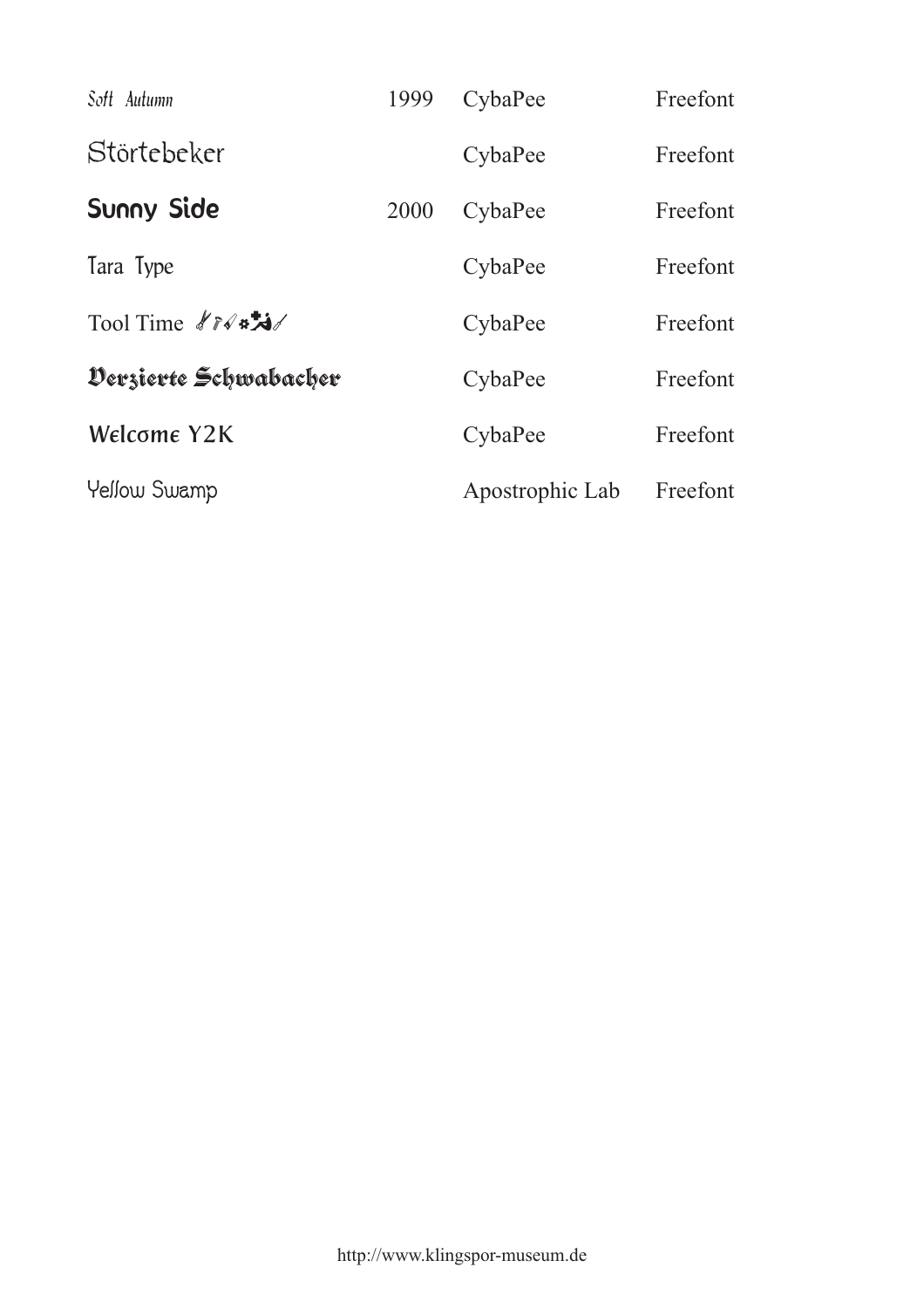| | | | |
|---|---|---|---|
| Soft Autumn | 1999 | CybaPee | Freefont |
| Störtebeker | | CybaPee | Freefont |
| Sunny Side | 2000 | CybaPee | Freefont |
| Tara Type | | CybaPee | Freefont |
| Tool Time | | CybaPee | Freefont |
| Verzierte Schwabacher | | CybaPee | Freefont |
| Welcome Y2K | | CybaPee | Freefont |
| Yellow Swamp | | Apostrophic Lab | Freefont |

http://www.klingspor-museum.de